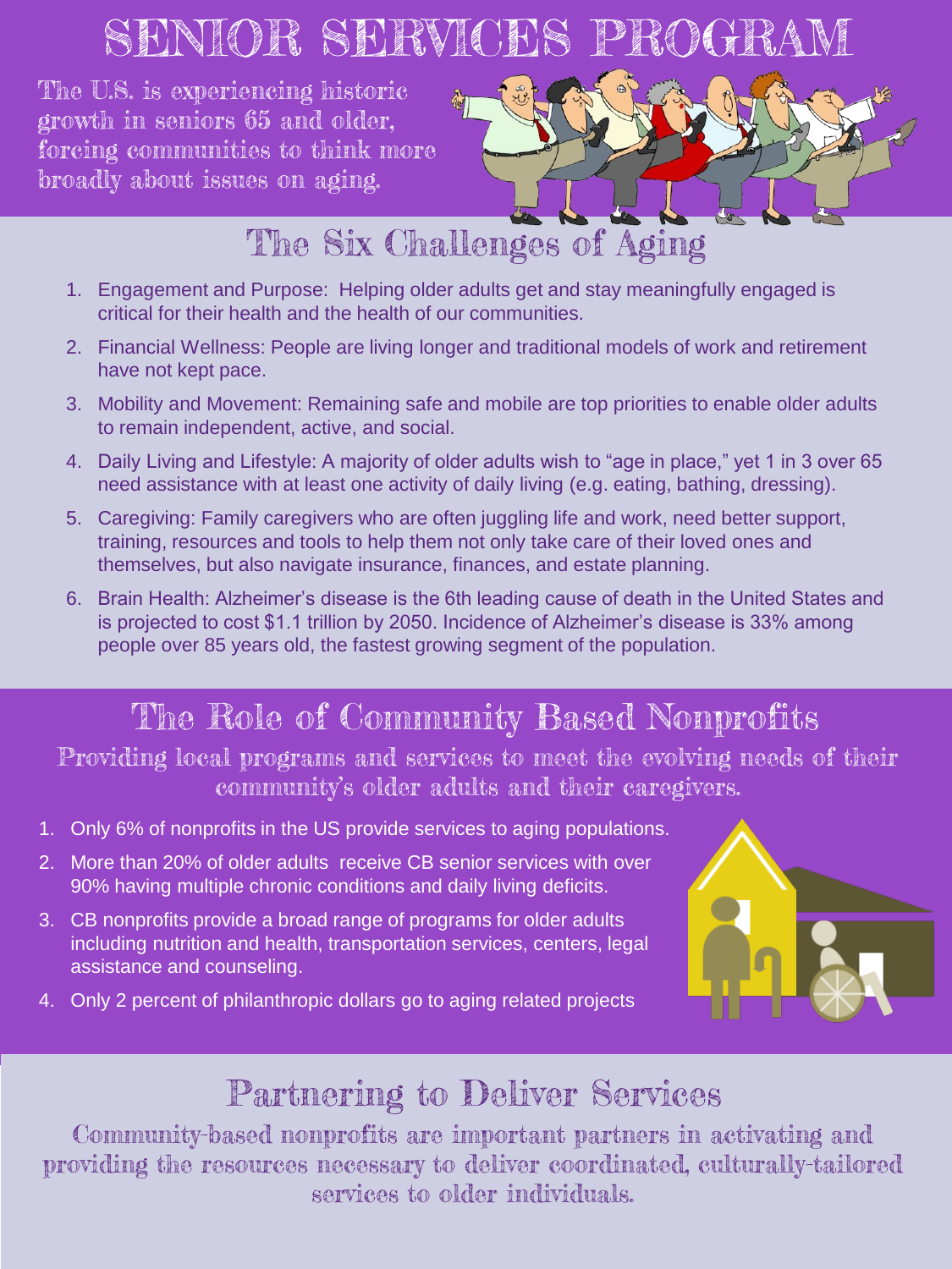# SENIOR SERVICES PROGRAM

The U.S. is experiencing historic growth in seniors 65 and older, forcing communities to think more broadly about issues on aging.

## The Six Challenges of Aging

1. Engagement and Purpose: Helping older adults get and stay meaningfully engaged is critical for their health and the health of our communities.
2. Financial Wellness: People are living longer and traditional models of work and retirement have not kept pace.
3. Mobility and Movement: Remaining safe and mobile are top priorities to enable older adults to remain independent, active, and social.
4. Daily Living and Lifestyle: A majority of older adults wish to "age in place," yet 1 in 3 over 65 need assistance with at least one activity of daily living (e.g. eating, bathing, dressing).
5. Caregiving: Family caregivers who are often juggling life and work, need better support, training, resources and tools to help them not only take care of their loved ones and themselves, but also navigate insurance, finances, and estate planning.
6. Brain Health: Alzheimer's disease is the 6th leading cause of death in the United States and is projected to cost $1.1 trillion by 2050. Incidence of Alzheimer's disease is 33% among people over 85 years old, the fastest growing segment of the population.

## The Role of Community Based Nonprofits

Providing local programs and services to meet the evolving needs of their community's older adults and their caregivers.

1. Only 6% of nonprofits in the US provide services to aging populations.
2. More than 20% of older adults receive CB senior services with over 90% having multiple chronic conditions and daily living deficits.
3. CB nonprofits provide a broad range of programs for older adults including nutrition and health, transportation services, centers, legal assistance and counseling.
4. Only 2 percent of philanthropic dollars go to aging related projects

## Partnering to Deliver Services

Community-based nonprofits are important partners in activating and providing the resources necessary to deliver coordinated, culturally-tailored services to older individuals.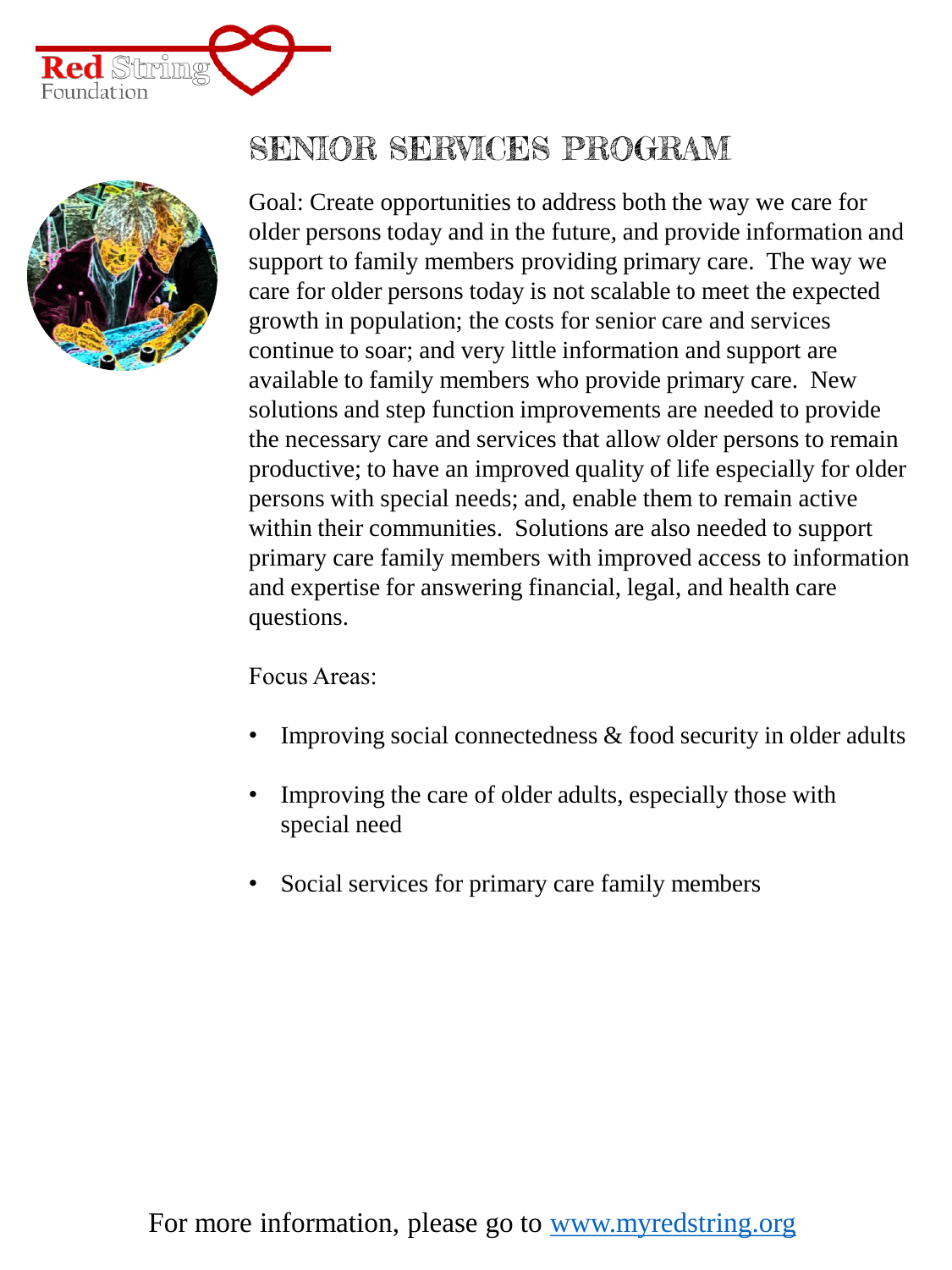Red String Foundation

# SENIOR SERVICES PROGRAM

Goal: Create opportunities to address both the way we care for older persons today and in the future, and provide information and support to family members providing primary care. The way we care for older persons today is not scalable to meet the expected growth in population; the costs for senior care and services continue to soar; and very little information and support are available to family members who provide primary care. New solutions and step function improvements are needed to provide the necessary care and services that allow older persons to remain productive; to have an improved quality of life especially for older persons with special needs; and, enable them to remain active within their communities. Solutions are also needed to support primary care family members with improved access to information and expertise for answering financial, legal, and health care questions.

Focus Areas:

- Improving social connectedness & food security in older adults
- Improving the care of older adults, especially those with special need
- Social services for primary care family members

For more information, please go to www.myredstring.org